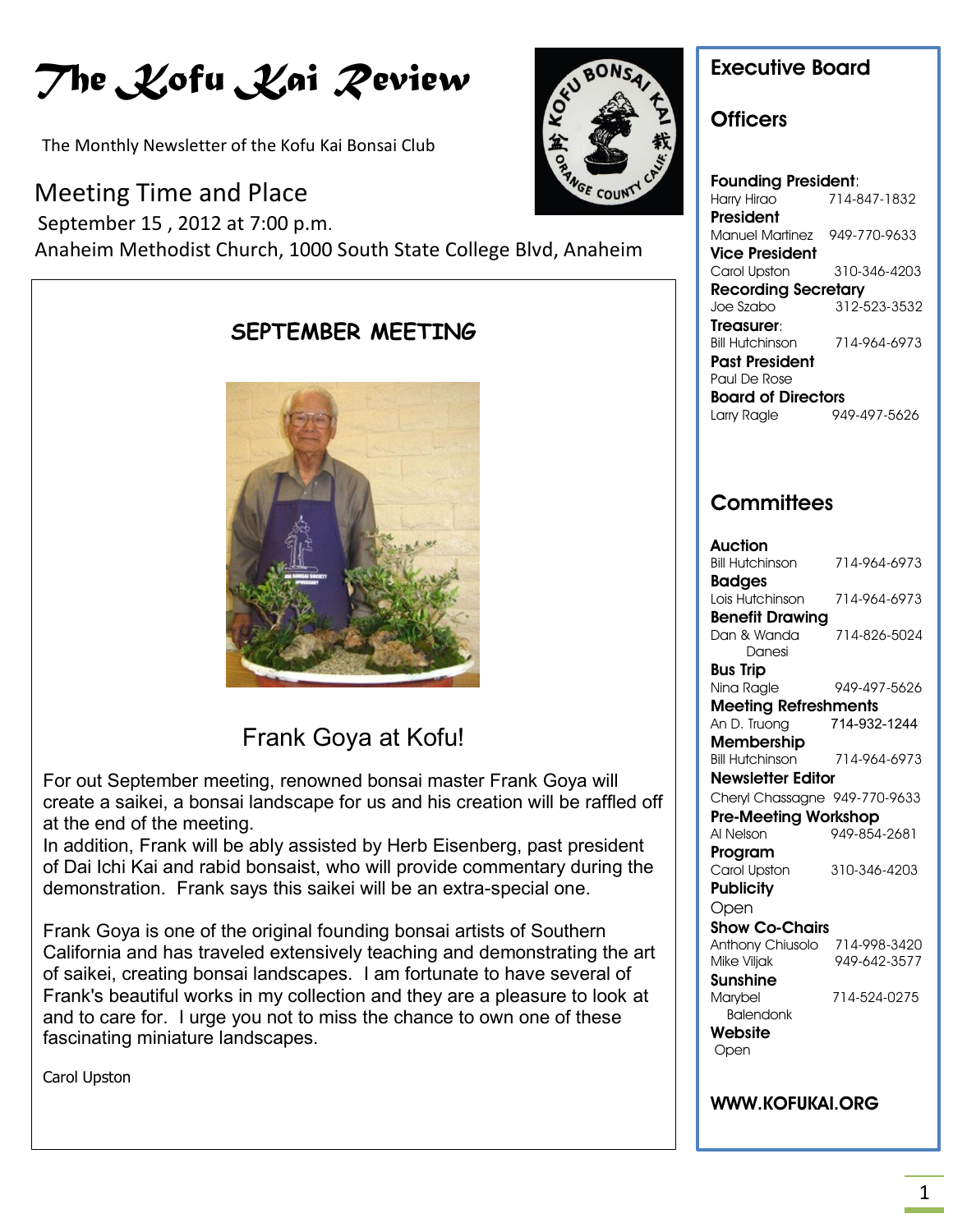# The Kofu Kai Review

The Monthly Newsletter of the Kofu Kai Bonsai Club

## Meeting Time and Place

September 15 , 2012 at 7:00 p.m.

Anaheim Methodist Church, 1000 South State College Blvd, Anaheim

## SEPTEMBER MEETING

### Frank Goya at Kofu!

For out September meeting, renowned bonsai master Frank Goya will create a saikei, a bonsai landscape for us and his creation will be raffled off at the end of the meeting.

In addition, Frank will be ably assisted by Herb Eisenberg, past president of Dai Ichi Kai and rabid bonsaist, who will provide commentary during the demonstration. Frank says this saikei will be an extra-special one.

Frank Goya is one of the original founding bonsai artists of Southern California and has traveled extensively teaching and demonstrating the art of saikei, creating bonsai landscapes. I am fortunate to have several of Frank's beautiful works in my collection and they are a pleasure to look at and to care for. I urge you not to miss the chance to own one of these fascinating miniature landscapes.

Carol Upston

## Executive Board

### Officers

**Founding President**:
Harry Hirao 714-847-1832

**President**
Manuel Martinez 949-770-9633

**Vice President**
Carol Upston 310-346-4203

**Recording Secretary**
Joe Szabo 312-523-3532

**Treasurer**:
Bill Hutchinson 714-964-6973

**Past President**
Paul De Rose

**Board of Directors**
Larry Ragle 949-497-5626

### Committees

**Auction**
Bill Hutchinson 714-964-6973

**Badges**
Lois Hutchinson 714-964-6973

**Benefit Drawing**
Dan & Wanda Danesi 714-826-5024

**Bus Trip**
Nina Ragle 949-497-5626

**Meeting Refreshments**
An D. Truong 714-932-1244

**Membership**
Bill Hutchinson 714-964-6973

**Newsletter Editor**
Cheryl Chassagne 949-770-9633

**Pre-Meeting Workshop**
Al Nelson 949-854-2681

**Program**
Carol Upston 310-346-4203

**Publicity**
Open

**Show Co-Chairs**
Anthony Chiusolo 714-998-3420
Mike Viljak 949-642-3577

**Sunshine**
Marybel Balendonk 714-524-0275

**Website**
Open

**WWW.KOFUKAI.ORG**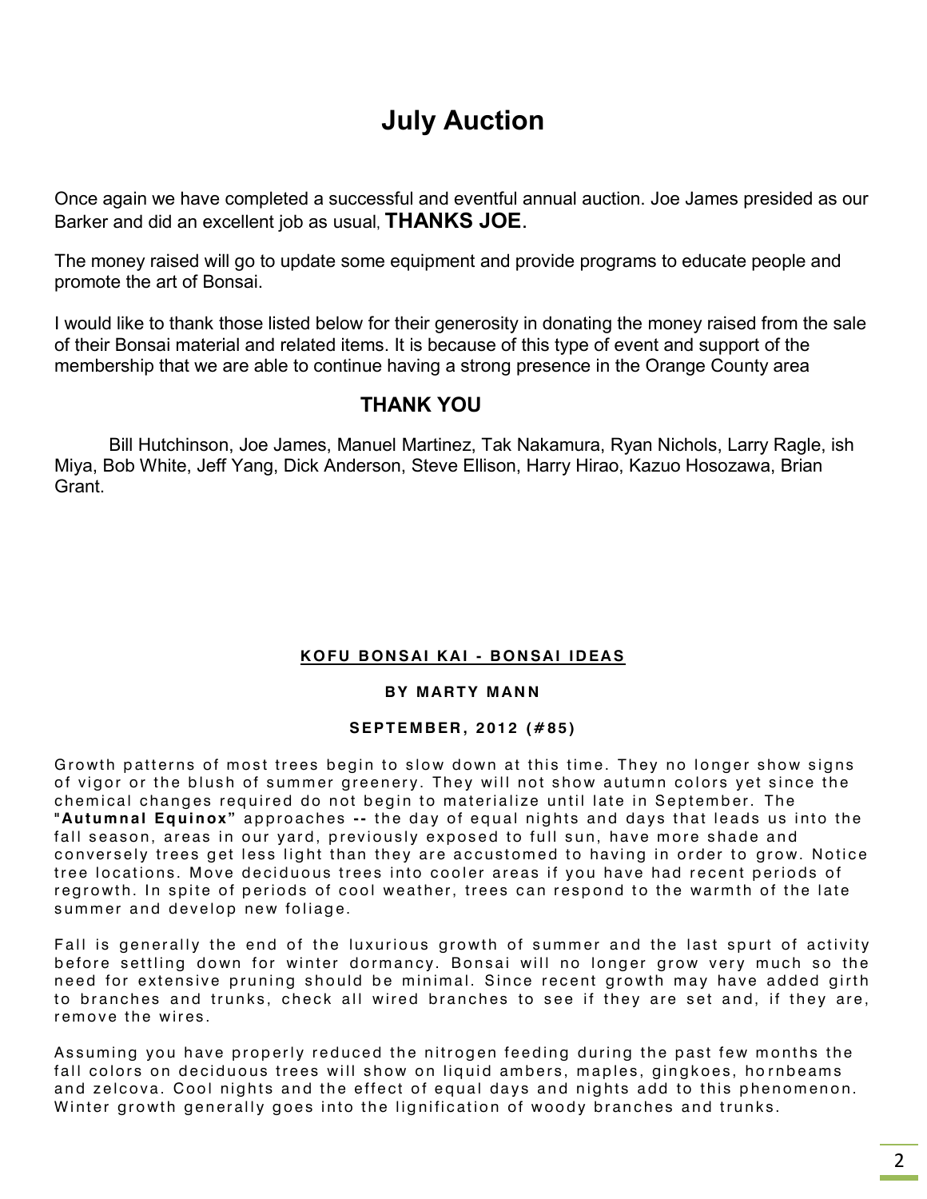# July Auction

Once again we have completed a successful and eventful annual auction. Joe James presided as our Barker and did an excellent job as usual, **THANKS JOE**.

The money raised will go to update some equipment and provide programs to educate people and promote the art of Bonsai.

I would like to thank those listed below for their generosity in donating the money raised from the sale of their Bonsai material and related items. It is because of this type of event and support of the membership that we are able to continue having a strong presence in the Orange County area

## THANK YOU

Bill Hutchinson, Joe James, Manuel Martinez, Tak Nakamura, Ryan Nichols, Larry Ragle, ish Miya, Bob White, Jeff Yang, Dick Anderson, Steve Ellison, Harry Hirao, Kazuo Hosozawa, Brian Grant.

### KOFU BONSAI KAI - BONSAI IDEAS

**BY MARTY MANN**

**SEPTEMBER, 2012 (#85)**

Growth patterns of most trees begin to slow down at this time. They no longer show signs of vigor or the blush of summer greenery. They will not show autumn colors yet since the chemical changes required do not begin to materialize until late in September. The **"Autumnal Equinox"** approaches **--** the day of equal nights and days that leads us into the fall season, areas in our yard, previously exposed to full sun, have more shade and conversely trees get less light than they are accustomed to having in order to grow. Notice tree locations. Move deciduous trees into cooler areas if you have had recent periods of regrowth. In spite of periods of cool weather, trees can respond to the warmth of the late summer and develop new foliage.

Fall is generally the end of the luxurious growth of summer and the last spurt of activity before settling down for winter dormancy. Bonsai will no longer grow very much so the need for extensive pruning should be minimal. Since recent growth may have added girth to branches and trunks, check all wired branches to see if they are set and, if they are, remove the wires.

Assuming you have properly reduced the nitrogen feeding during the past few months the fall colors on deciduous trees will show on liquid ambers, maples, gingkoes, hornbeams and zelcova. Cool nights and the effect of equal days and nights add to this phenomenon. Winter growth generally goes into the lignification of woody branches and trunks.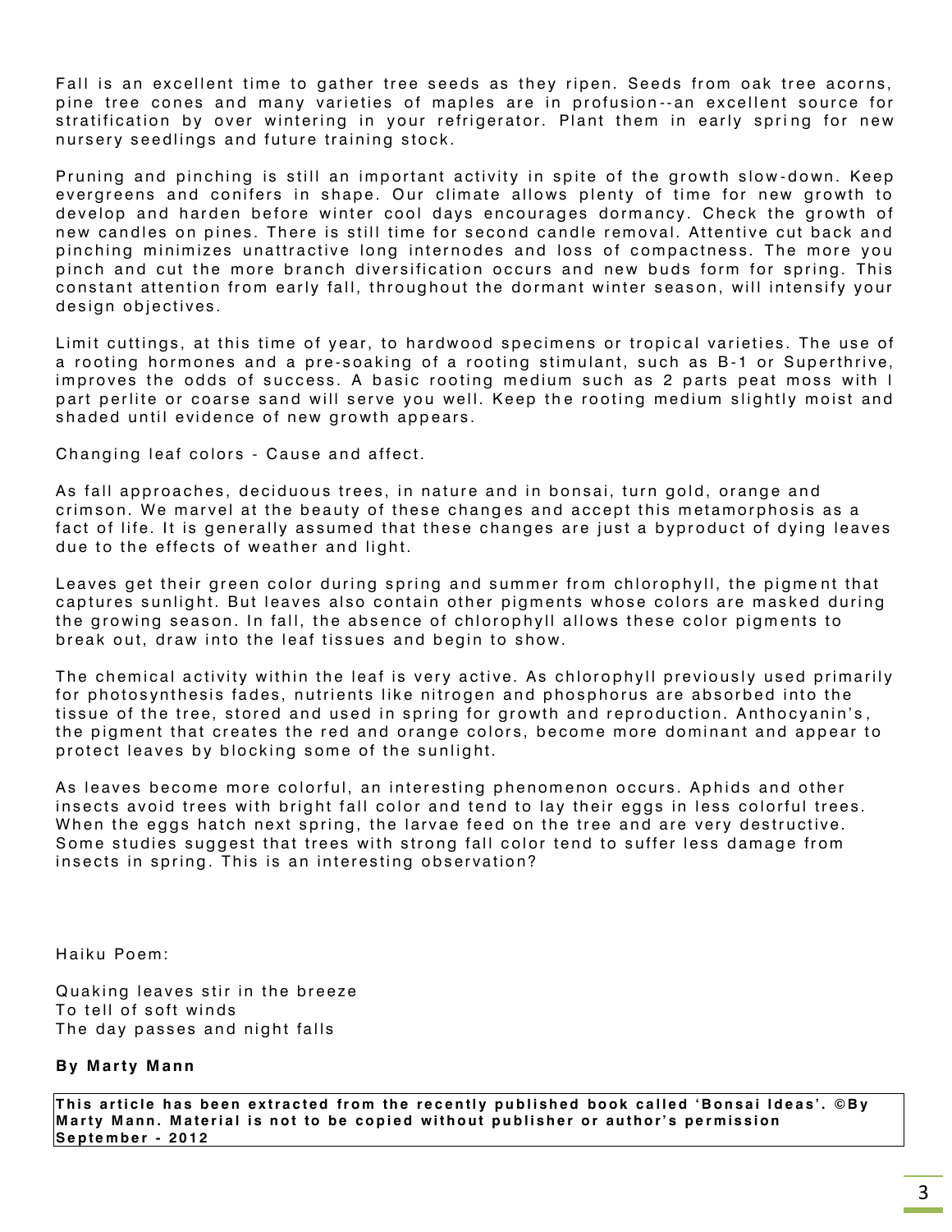Fall is an excellent time to gather tree seeds as they ripen. Seeds from oak tree acorns, pine tree cones and many varieties of maples are in profusion--an excellent source for stratification by over wintering in your refrigerator. Plant them in early spring for new nursery seedlings and future training stock.

Pruning and pinching is still an important activity in spite of the growth slow-down. Keep evergreens and conifers in shape. Our climate allows plenty of time for new growth to develop and harden before winter cool days encourages dormancy. Check the growth of new candles on pines. There is still time for second candle removal. Attentive cut back and pinching minimizes unattractive long internodes and loss of compactness. The more you pinch and cut the more branch diversification occurs and new buds form for spring. This constant attention from early fall, throughout the dormant winter season, will intensify your design objectives.

Limit cuttings, at this time of year, to hardwood specimens or tropical varieties. The use of a rooting hormones and a pre-soaking of a rooting stimulant, such as B-1 or Superthrive, improves the odds of success. A basic rooting medium such as 2 parts peat moss with I part perlite or coarse sand will serve you well. Keep the rooting medium slightly moist and shaded until evidence of new growth appears.

Changing leaf colors - Cause and affect.

As fall approaches, deciduous trees, in nature and in bonsai, turn gold, orange and crimson. We marvel at the beauty of these changes and accept this metamorphosis as a fact of life. It is generally assumed that these changes are just a byproduct of dying leaves due to the effects of weather and light.

Leaves get their green color during spring and summer from chlorophyll, the pigment that captures sunlight. But leaves also contain other pigments whose colors are masked during the growing season. In fall, the absence of chlorophyll allows these color pigments to break out, draw into the leaf tissues and begin to show.

The chemical activity within the leaf is very active. As chlorophyll previously used primarily for photosynthesis fades, nutrients like nitrogen and phosphorus are absorbed into the tissue of the tree, stored and used in spring for growth and reproduction. Anthocyanin's, the pigment that creates the red and orange colors, become more dominant and appear to protect leaves by blocking some of the sunlight.

As leaves become more colorful, an interesting phenomenon occurs. Aphids and other insects avoid trees with bright fall color and tend to lay their eggs in less colorful trees. When the eggs hatch next spring, the larvae feed on the tree and are very destructive. Some studies suggest that trees with strong fall color tend to suffer less damage from insects in spring. This is an interesting observation?

Haiku Poem:

Quaking leaves stir in the breeze  
To tell of soft winds  
The day passes and night falls

**By Marty Mann**

**This article has been extracted from the recently published book called 'Bonsai Ideas'. ©By Marty Mann. Material is not to be copied without publisher or author's permission September - 2012**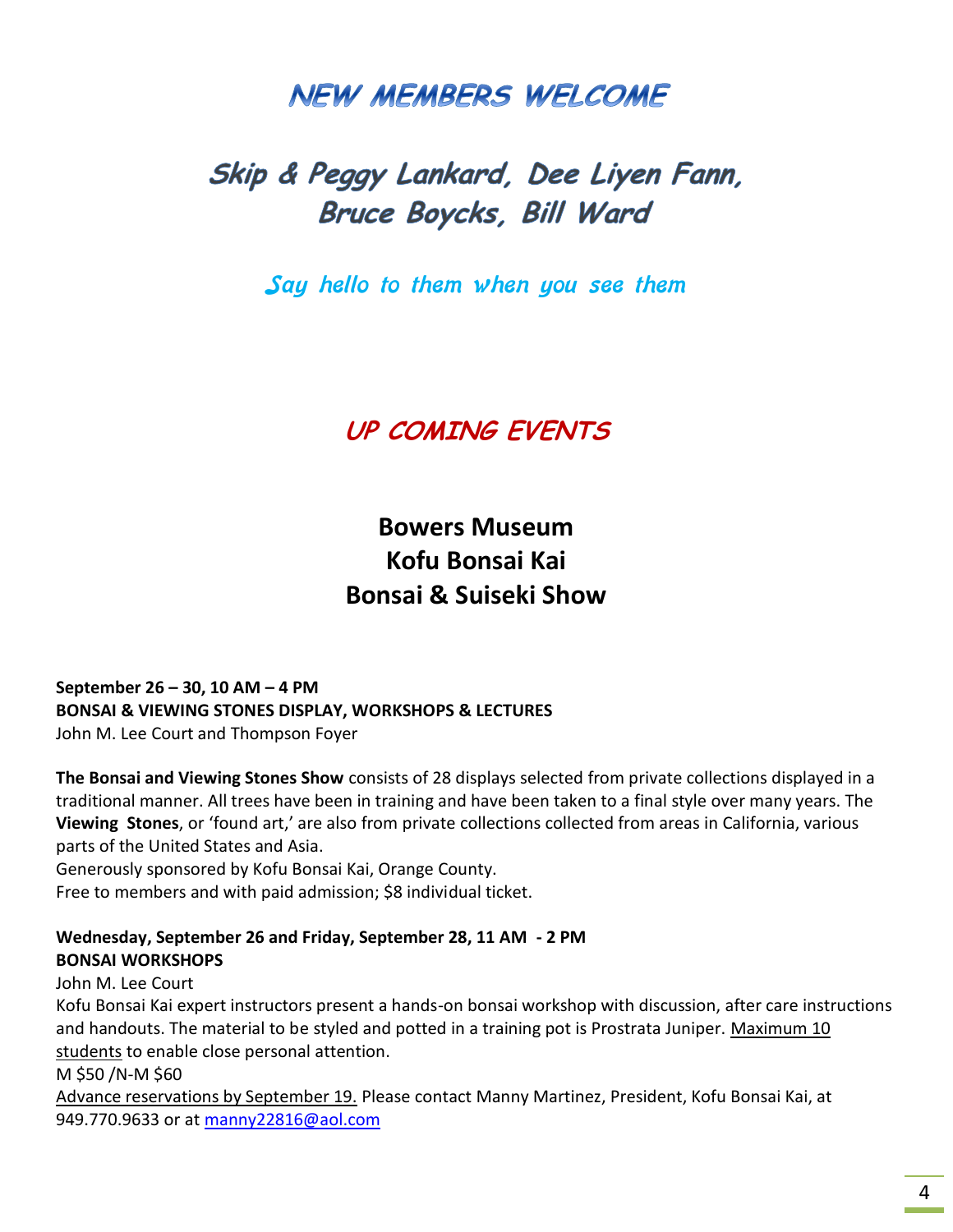# NEW MEMBERS WELCOME

## Skip & Peggy Lankard, Dee Liyen Fann, Bruce Boycks, Bill Ward

*Say hello to them when you see them*

# UP COMING EVENTS

## Bowers Museum
## Kofu Bonsai Kai
## Bonsai & Suiseki Show

**September 26 – 30, 10 AM – 4 PM**
**BONSAI & VIEWING STONES DISPLAY, WORKSHOPS & LECTURES**
John M. Lee Court and Thompson Foyer

**The Bonsai and Viewing Stones Show** consists of 28 displays selected from private collections displayed in a traditional manner. All trees have been in training and have been taken to a final style over many years. The **Viewing Stones**, or 'found art,' are also from private collections collected from areas in California, various parts of the United States and Asia.
Generously sponsored by Kofu Bonsai Kai, Orange County.
Free to members and with paid admission; $8 individual ticket.

**Wednesday, September 26 and Friday, September 28, 11 AM - 2 PM**
**BONSAI WORKSHOPS**
John M. Lee Court
Kofu Bonsai Kai expert instructors present a hands-on bonsai workshop with discussion, after care instructions and handouts. The material to be styled and potted in a training pot is Prostrata Juniper. Maximum 10 students to enable close personal attention.
M $50 /N-M $60
Advance reservations by September 19. Please contact Manny Martinez, President, Kofu Bonsai Kai, at 949.770.9633 or at manny22816@aol.com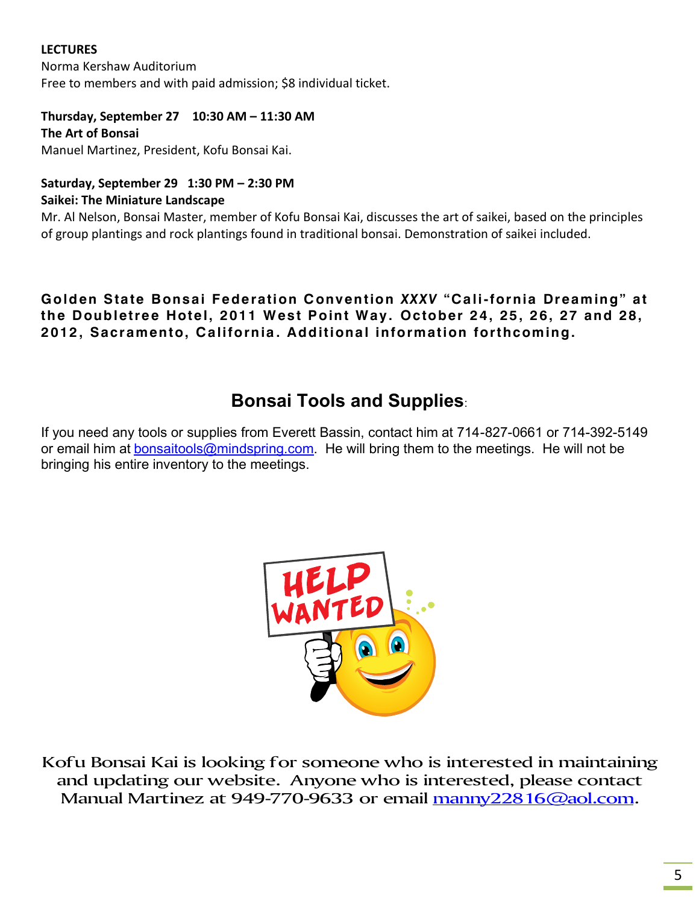**LECTURES**
Norma Kershaw Auditorium
Free to members and with paid admission; $8 individual ticket.

**Thursday, September 27 10:30 AM – 11:30 AM**
**The Art of Bonsai**
Manuel Martinez, President, Kofu Bonsai Kai.

**Saturday, September 29 1:30 PM – 2:30 PM**
**Saikei: The Miniature Landscape**
Mr. Al Nelson, Bonsai Master, member of Kofu Bonsai Kai, discusses the art of saikei, based on the principles of group plantings and rock plantings found in traditional bonsai. Demonstration of saikei included.

**Golden State Bonsai Federation Convention *XXXV* "Cali-fornia Dreaming" at the Doubletree Hotel, 2011 West Point Way. October 24, 25, 26, 27 and 28, 2012, Sacramento, California. Additional information forthcoming.**

## Bonsai Tools and Supplies:

If you need any tools or supplies from Everett Bassin, contact him at 714-827-0661 or 714-392-5149 or email him at bonsaitools@mindspring.com. He will bring them to the meetings. He will not be bringing his entire inventory to the meetings.

HELP WANTED

Kofu Bonsai Kai is looking for someone who is interested in maintaining and updating our website. Anyone who is interested, please contact Manual Martinez at 949-770-9633 or email manny22816@aol.com.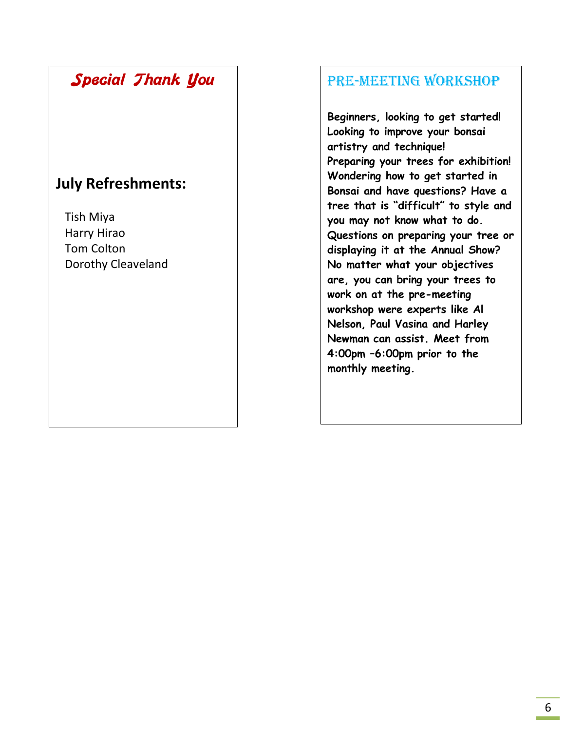## *Special Thank You*

### July Refreshments:

Tish Miya
Harry Hirao
Tom Colton
Dorothy Cleaveland

## PRE-MEETING WORKSHOP

**Beginners, looking to get started! Looking to improve your bonsai artistry and technique! Preparing your trees for exhibition! Wondering how to get started in Bonsai and have questions? Have a tree that is "difficult" to style and you may not know what to do. Questions on preparing your tree or displaying it at the Annual Show? No matter what your objectives are, you can bring your trees to work on at the pre-meeting workshop were experts like Al Nelson, Paul Vasina and Harley Newman can assist. Meet from 4:00pm –6:00pm prior to the monthly meeting.**